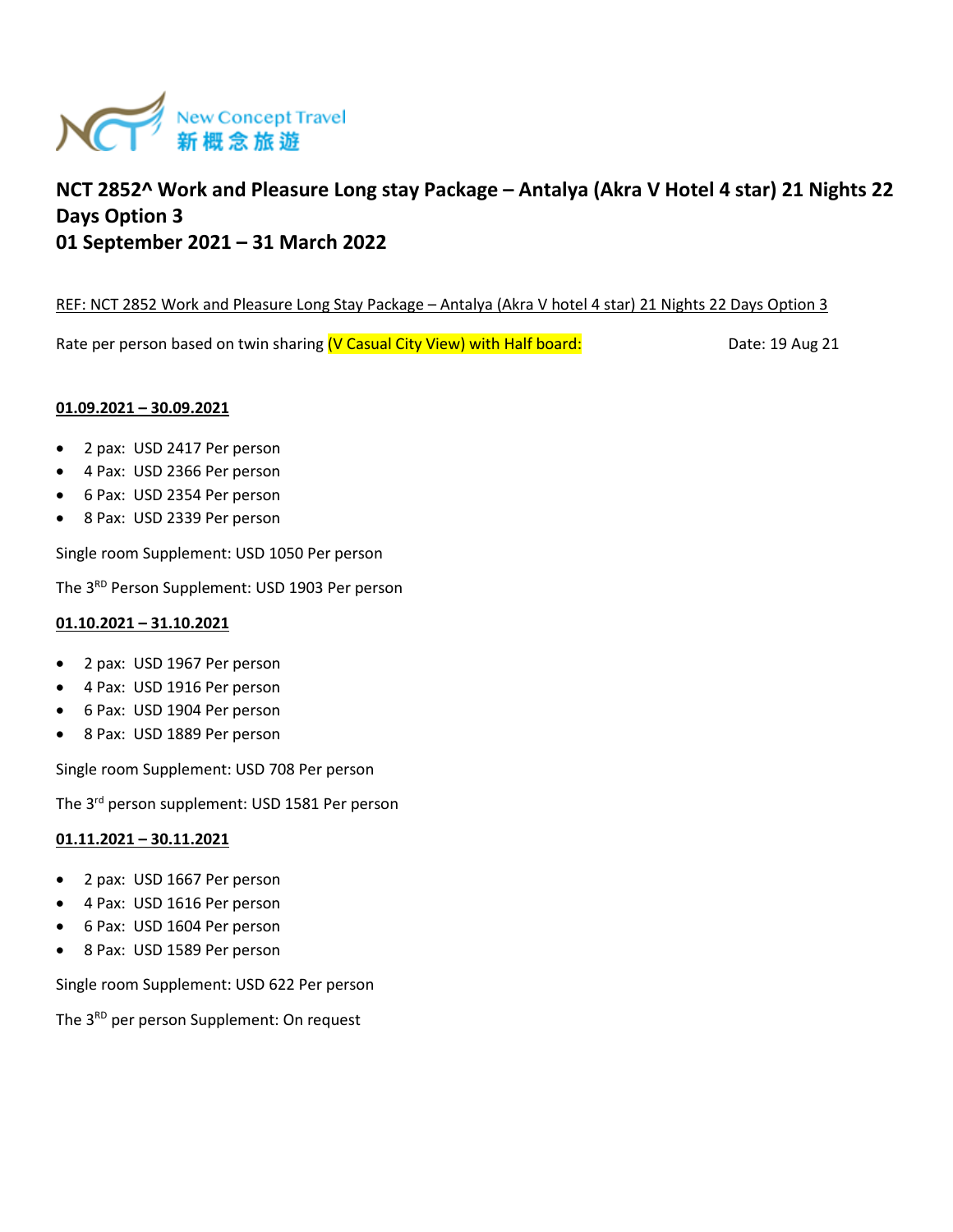New Concept Travel
新概念旅遊

## NCT 2852^ Work and Pleasure Long stay Package – Antalya (Akra V Hotel 4 star) 21 Nights 22 Days Option 3
## 01 September 2021 – 31 March 2022

REF: NCT 2852 Work and Pleasure Long Stay Package – Antalya (Akra V hotel 4 star) 21 Nights 22 Days Option 3

Rate per person based on twin sharing (V Casual City View) with Half board: Date: 19 Aug 21

**01.09.2021 – 30.09.2021**

- 2 pax: USD 2417 Per person
- 4 Pax: USD 2366 Per person
- 6 Pax: USD 2354 Per person
- 8 Pax: USD 2339 Per person

Single room Supplement: USD 1050 Per person

The 3RD Person Supplement: USD 1903 Per person

**01.10.2021 – 31.10.2021**

- 2 pax: USD 1967 Per person
- 4 Pax: USD 1916 Per person
- 6 Pax: USD 1904 Per person
- 8 Pax: USD 1889 Per person

Single room Supplement: USD 708 Per person

The 3rd person supplement: USD 1581 Per person

**01.11.2021 – 30.11.2021**

- 2 pax: USD 1667 Per person
- 4 Pax: USD 1616 Per person
- 6 Pax: USD 1604 Per person
- 8 Pax: USD 1589 Per person

Single room Supplement: USD 622 Per person

The 3RD per person Supplement: On request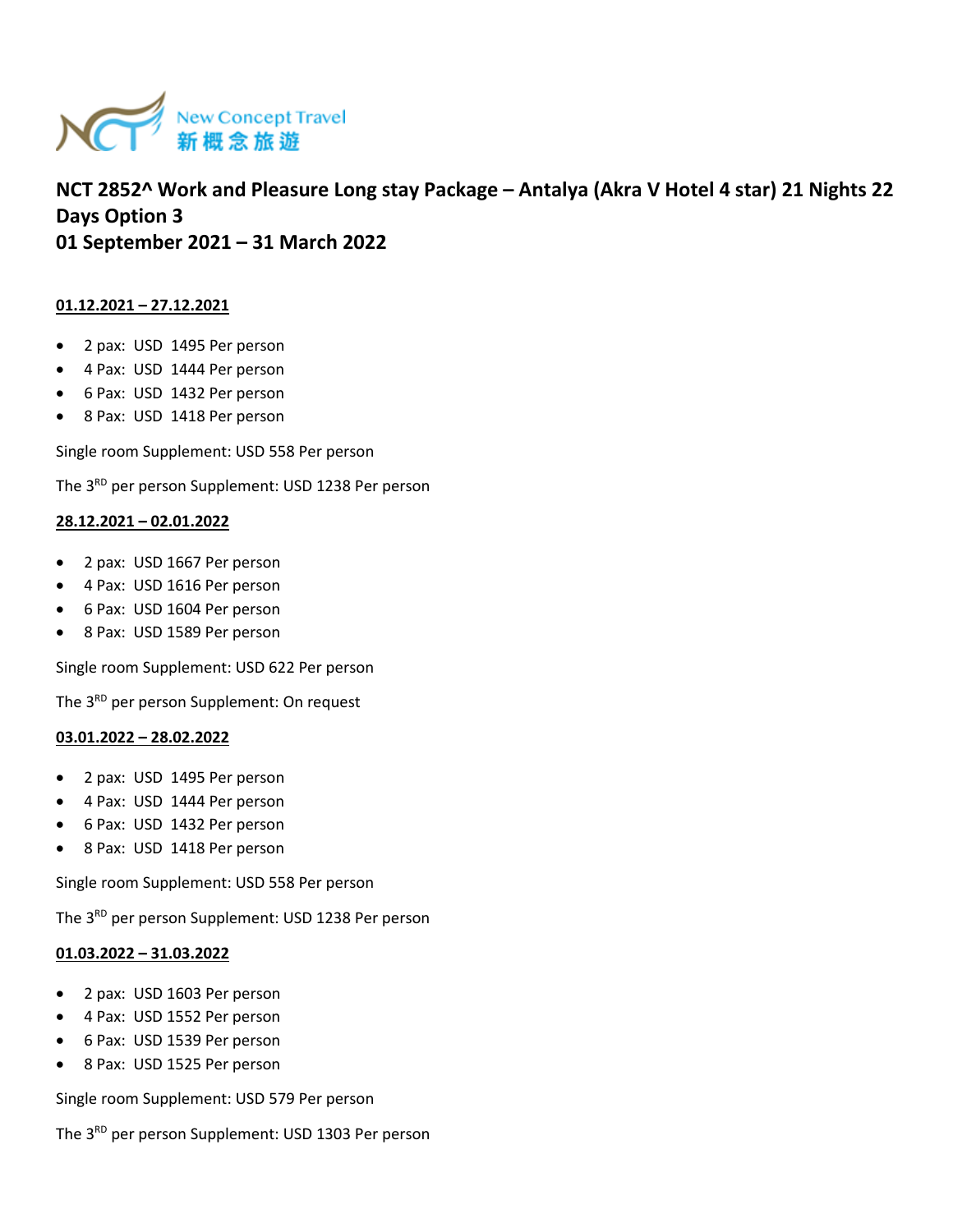New Concept Travel
新概念旅遊

# NCT 2852^ Work and Pleasure Long stay Package – Antalya (Akra V Hotel 4 star) 21 Nights 22 Days Option 3
# 01 September 2021 – 31 March 2022

**01.12.2021 – 27.12.2021**

- 2 pax: USD 1495 Per person
- 4 Pax: USD 1444 Per person
- 6 Pax: USD 1432 Per person
- 8 Pax: USD 1418 Per person

Single room Supplement: USD 558 Per person

The 3RD per person Supplement: USD 1238 Per person

**28.12.2021 – 02.01.2022**

- 2 pax: USD 1667 Per person
- 4 Pax: USD 1616 Per person
- 6 Pax: USD 1604 Per person
- 8 Pax: USD 1589 Per person

Single room Supplement: USD 622 Per person

The 3RD per person Supplement: On request

**03.01.2022 – 28.02.2022**

- 2 pax: USD 1495 Per person
- 4 Pax: USD 1444 Per person
- 6 Pax: USD 1432 Per person
- 8 Pax: USD 1418 Per person

Single room Supplement: USD 558 Per person

The 3RD per person Supplement: USD 1238 Per person

**01.03.2022 – 31.03.2022**

- 2 pax: USD 1603 Per person
- 4 Pax: USD 1552 Per person
- 6 Pax: USD 1539 Per person
- 8 Pax: USD 1525 Per person

Single room Supplement: USD 579 Per person

The 3RD per person Supplement: USD 1303 Per person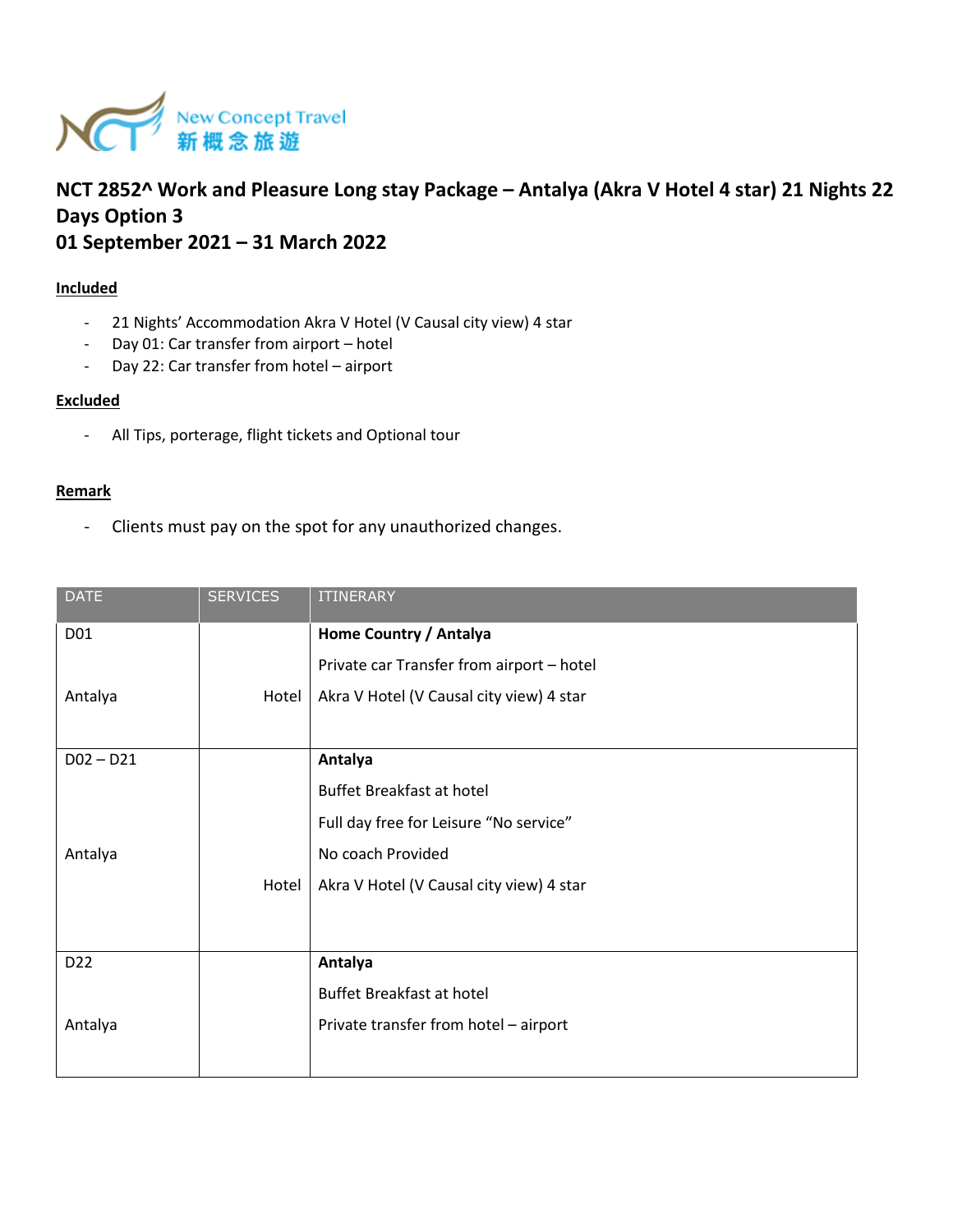New Concept Travel
新概念旅遊

## NCT 2852^ Work and Pleasure Long stay Package – Antalya (Akra V Hotel 4 star) 21 Nights 22 Days Option 3
## 01 September 2021 – 31 March 2022

**Included**

- 21 Nights' Accommodation Akra V Hotel (V Causal city view) 4 star
- Day 01: Car transfer from airport – hotel
- Day 22: Car transfer from hotel – airport

**Excluded**

- All Tips, porterage, flight tickets and Optional tour

**Remark**

- Clients must pay on the spot for any unauthorized changes.

| DATE | SERVICES | ITINERARY |
|---|---|---|
| D01<br><br>Antalya | <br><br>Hotel | **Home Country / Antalya**<br>Private car Transfer from airport – hotel<br>Akra V Hotel (V Causal city view) 4 star |
| D02 – D21<br><br>Antalya | <br><br><br><br>Hotel | **Antalya**<br>Buffet Breakfast at hotel<br>Full day free for Leisure "No service"<br>No coach Provided<br>Akra V Hotel (V Causal city view) 4 star |
| D22<br><br>Antalya | | **Antalya**<br>Buffet Breakfast at hotel<br>Private transfer from hotel – airport |